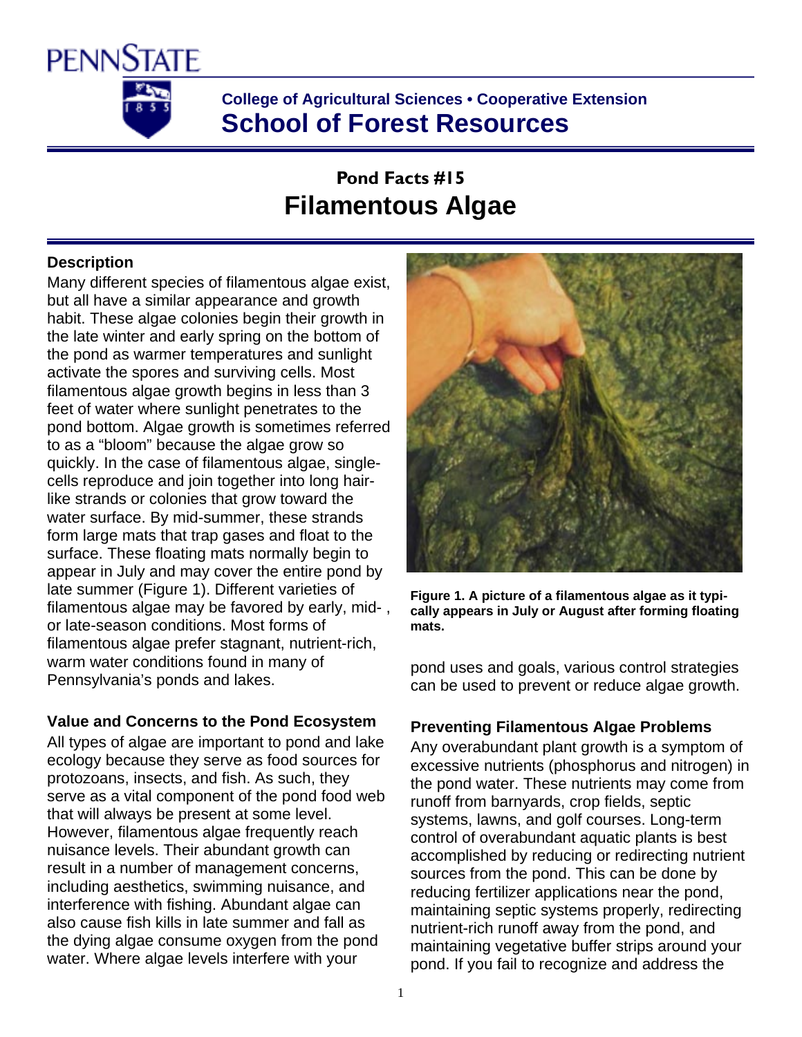College of Agricultural Sciences • Cooperative Extension

School of Forest Resources

# Pond Facts #15
# Filamentous Algae

### Description

Many different species of filamentous algae exist, but all have a similar appearance and growth habit. These algae colonies begin their growth in the late winter and early spring on the bottom of the pond as warmer temperatures and sunlight activate the spores and surviving cells. Most filamentous algae growth begins in less than 3 feet of water where sunlight penetrates to the pond bottom. Algae growth is sometimes referred to as a "bloom" because the algae grow so quickly. In the case of filamentous algae, single-cells reproduce and join together into long hair-like strands or colonies that grow toward the water surface. By mid-summer, these strands form large mats that trap gases and float to the surface. These floating mats normally begin to appear in July and may cover the entire pond by late summer (Figure 1). Different varieties of filamentous algae may be favored by early, mid- , or late-season conditions. Most forms of filamentous algae prefer stagnant, nutrient-rich, warm water conditions found in many of Pennsylvania's ponds and lakes.

**Figure 1. A picture of a filamentous algae as it typically appears in July or August after forming floating mats.**

### Value and Concerns to the Pond Ecosystem

All types of algae are important to pond and lake ecology because they serve as food sources for protozoans, insects, and fish. As such, they serve as a vital component of the pond food web that will always be present at some level. However, filamentous algae frequently reach nuisance levels. Their abundant growth can result in a number of management concerns, including aesthetics, swimming nuisance, and interference with fishing. Abundant algae can also cause fish kills in late summer and fall as the dying algae consume oxygen from the pond water. Where algae levels interfere with your pond uses and goals, various control strategies can be used to prevent or reduce algae growth.

### Preventing Filamentous Algae Problems

Any overabundant plant growth is a symptom of excessive nutrients (phosphorus and nitrogen) in the pond water. These nutrients may come from runoff from barnyards, crop fields, septic systems, lawns, and golf courses. Long-term control of overabundant aquatic plants is best accomplished by reducing or redirecting nutrient sources from the pond. This can be done by reducing fertilizer applications near the pond, maintaining septic systems properly, redirecting nutrient-rich runoff away from the pond, and maintaining vegetative buffer strips around your pond. If you fail to recognize and address the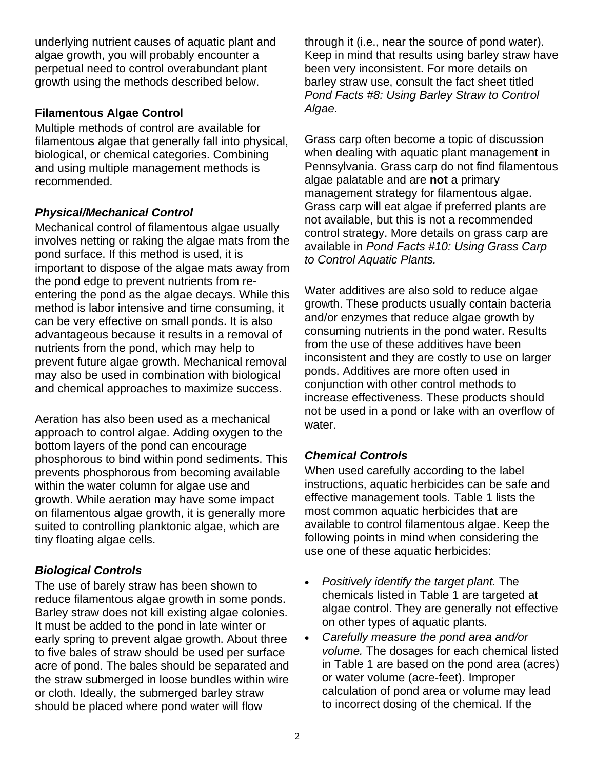underlying nutrient causes of aquatic plant and algae growth, you will probably encounter a perpetual need to control overabundant plant growth using the methods described below.

**Filamentous Algae Control**

Multiple methods of control are available for filamentous algae that generally fall into physical, biological, or chemical categories. Combining and using multiple management methods is recommended.

***Physical/Mechanical Control***

Mechanical control of filamentous algae usually involves netting or raking the algae mats from the pond surface. If this method is used, it is important to dispose of the algae mats away from the pond edge to prevent nutrients from re-entering the pond as the algae decays. While this method is labor intensive and time consuming, it can be very effective on small ponds. It is also advantageous because it results in a removal of nutrients from the pond, which may help to prevent future algae growth. Mechanical removal may also be used in combination with biological and chemical approaches to maximize success.

Aeration has also been used as a mechanical approach to control algae. Adding oxygen to the bottom layers of the pond can encourage phosphorous to bind within pond sediments. This prevents phosphorous from becoming available within the water column for algae use and growth. While aeration may have some impact on filamentous algae growth, it is generally more suited to controlling planktonic algae, which are tiny floating algae cells.

***Biological Controls***

The use of barely straw has been shown to reduce filamentous algae growth in some ponds. Barley straw does not kill existing algae colonies. It must be added to the pond in late winter or early spring to prevent algae growth. About three to five bales of straw should be used per surface acre of pond. The bales should be separated and the straw submerged in loose bundles within wire or cloth. Ideally, the submerged barley straw should be placed where pond water will flow through it (i.e., near the source of pond water). Keep in mind that results using barley straw have been very inconsistent. For more details on barley straw use, consult the fact sheet titled *Pond Facts #8: Using Barley Straw to Control Algae*.

Grass carp often become a topic of discussion when dealing with aquatic plant management in Pennsylvania. Grass carp do not find filamentous algae palatable and are **not** a primary management strategy for filamentous algae. Grass carp will eat algae if preferred plants are not available, but this is not a recommended control strategy. More details on grass carp are available in *Pond Facts #10: Using Grass Carp to Control Aquatic Plants.*

Water additives are also sold to reduce algae growth. These products usually contain bacteria and/or enzymes that reduce algae growth by consuming nutrients in the pond water. Results from the use of these additives have been inconsistent and they are costly to use on larger ponds. Additives are more often used in conjunction with other control methods to increase effectiveness. These products should not be used in a pond or lake with an overflow of water.

***Chemical Controls***

When used carefully according to the label instructions, aquatic herbicides can be safe and effective management tools. Table 1 lists the most common aquatic herbicides that are available to control filamentous algae. Keep the following points in mind when considering the use one of these aquatic herbicides:

- *Positively identify the target plant.* The chemicals listed in Table 1 are targeted at algae control. They are generally not effective on other types of aquatic plants.
- *Carefully measure the pond area and/or volume.* The dosages for each chemical listed in Table 1 are based on the pond area (acres) or water volume (acre-feet). Improper calculation of pond area or volume may lead to incorrect dosing of the chemical. If the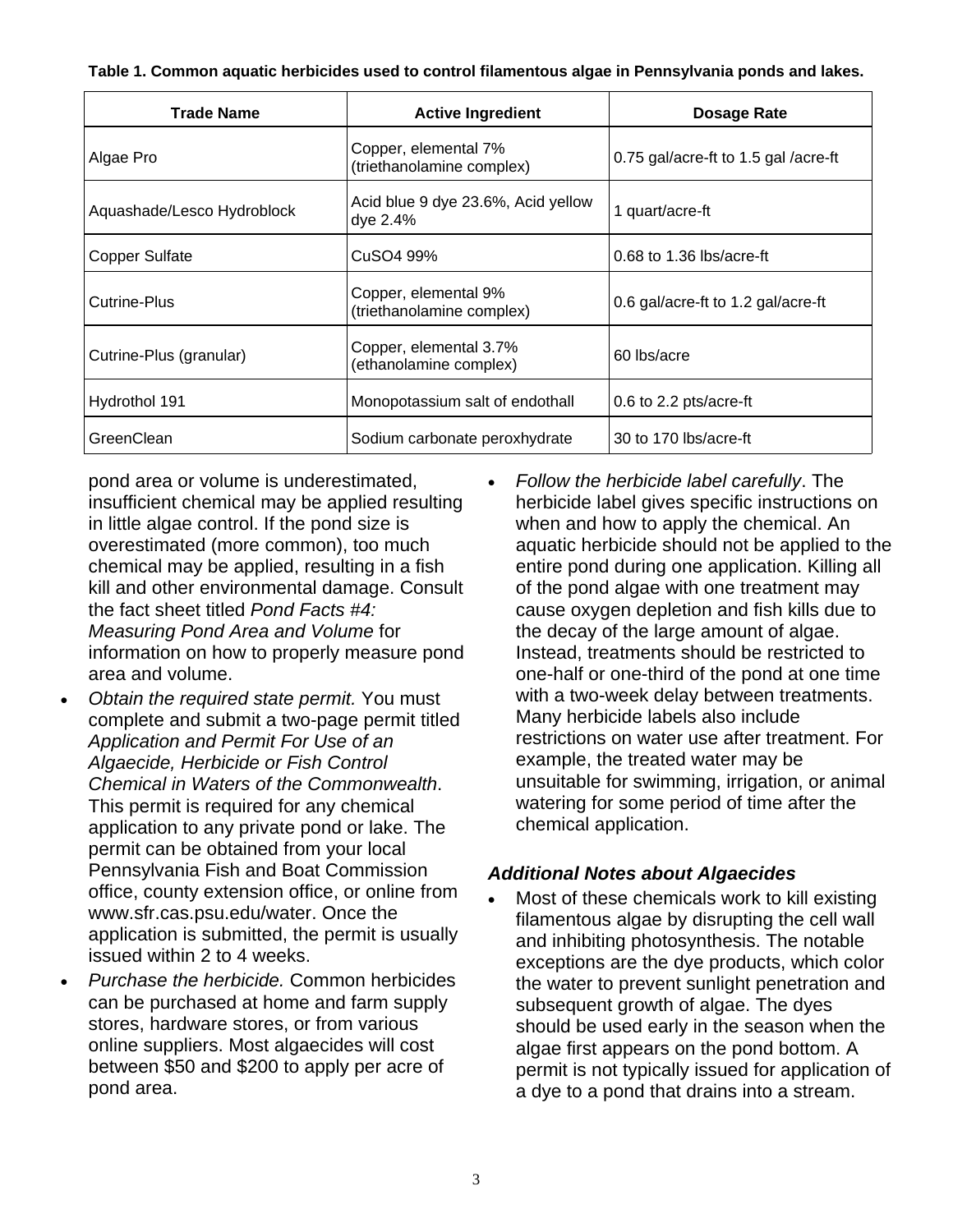**Table 1. Common aquatic herbicides used to control filamentous algae in Pennsylvania ponds and lakes.**

| Trade Name | Active Ingredient | Dosage Rate |
|---|---|---|
| Algae Pro | Copper, elemental 7% (triethanolamine complex) | 0.75 gal/acre-ft to 1.5 gal /acre-ft |
| Aquashade/Lesco Hydroblock | Acid blue 9 dye 23.6%, Acid yellow dye 2.4% | 1 quart/acre-ft |
| Copper Sulfate | $CuSO_4$ 99% | 0.68 to 1.36 lbs/acre-ft |
| Cutrine-Plus | Copper, elemental 9% (triethanolamine complex) | 0.6 gal/acre-ft to 1.2 gal/acre-ft |
| Cutrine-Plus (granular) | Copper, elemental 3.7% (ethanolamine complex) | 60 lbs/acre |
| Hydrothol 191 | Monopotassium salt of endothall | 0.6 to 2.2 pts/acre-ft |
| GreenClean | Sodium carbonate peroxhydrate | 30 to 170 lbs/acre-ft |

pond area or volume is underestimated, insufficient chemical may be applied resulting in little algae control. If the pond size is overestimated (more common), too much chemical may be applied, resulting in a fish kill and other environmental damage. Consult the fact sheet titled *Pond Facts #4: Measuring Pond Area and Volume* for information on how to properly measure pond area and volume.

- *Obtain the required state permit.* You must complete and submit a two-page permit titled *Application and Permit For Use of an Algaecide, Herbicide or Fish Control Chemical in Waters of the Commonwealth*. This permit is required for any chemical application to any private pond or lake. The permit can be obtained from your local Pennsylvania Fish and Boat Commission office, county extension office, or online from www.sfr.cas.psu.edu/water. Once the application is submitted, the permit is usually issued within 2 to 4 weeks.
- *Purchase the herbicide.* Common herbicides can be purchased at home and farm supply stores, hardware stores, or from various online suppliers. Most algaecides will cost between $50 and $200 to apply per acre of pond area.
- *Follow the herbicide label carefully*. The herbicide label gives specific instructions on when and how to apply the chemical. An aquatic herbicide should not be applied to the entire pond during one application. Killing all of the pond algae with one treatment may cause oxygen depletion and fish kills due to the decay of the large amount of algae. Instead, treatments should be restricted to one-half or one-third of the pond at one time with a two-week delay between treatments. Many herbicide labels also include restrictions on water use after treatment. For example, the treated water may be unsuitable for swimming, irrigation, or animal watering for some period of time after the chemical application.

### *Additional Notes about Algaecides*

- Most of these chemicals work to kill existing filamentous algae by disrupting the cell wall and inhibiting photosynthesis. The notable exceptions are the dye products, which color the water to prevent sunlight penetration and subsequent growth of algae. The dyes should be used early in the season when the algae first appears on the pond bottom. A permit is not typically issued for application of a dye to a pond that drains into a stream.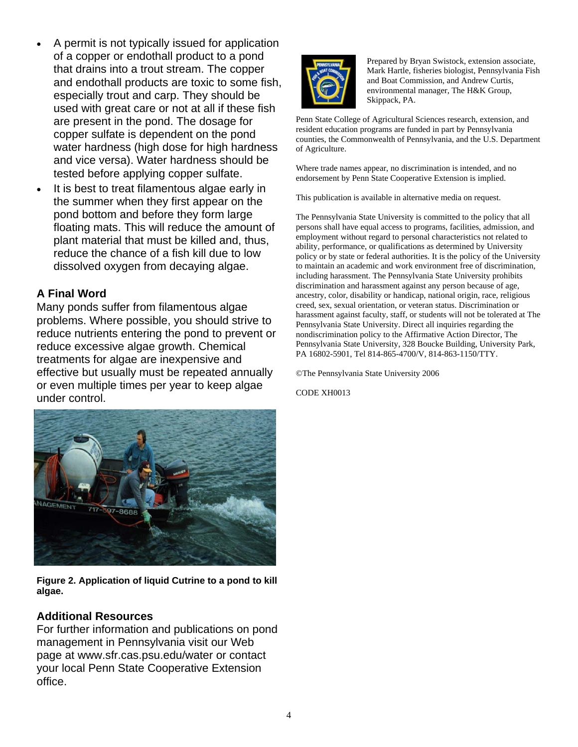- A permit is not typically issued for application of a copper or endothall product to a pond that drains into a trout stream. The copper and endothall products are toxic to some fish, especially trout and carp. They should be used with great care or not at all if these fish are present in the pond. The dosage for copper sulfate is dependent on the pond water hardness (high dose for high hardness and vice versa). Water hardness should be tested before applying copper sulfate.
- It is best to treat filamentous algae early in the summer when they first appear on the pond bottom and before they form large floating mats. This will reduce the amount of plant material that must be killed and, thus, reduce the chance of a fish kill due to low dissolved oxygen from decaying algae.

### A Final Word

Many ponds suffer from filamentous algae problems. Where possible, you should strive to reduce nutrients entering the pond to prevent or reduce excessive algae growth. Chemical treatments for algae are inexpensive and effective but usually must be repeated annually or even multiple times per year to keep algae under control.

**Figure 2. Application of liquid Cutrine to a pond to kill algae.**

### Additional Resources

For further information and publications on pond management in Pennsylvania visit our Web page at www.sfr.cas.psu.edu/water or contact your local Penn State Cooperative Extension office.

Prepared by Bryan Swistock, extension associate, Mark Hartle, fisheries biologist, Pennsylvania Fish and Boat Commission, and Andrew Curtis, environmental manager, The H&K Group, Skippack, PA.

Penn State College of Agricultural Sciences research, extension, and resident education programs are funded in part by Pennsylvania counties, the Commonwealth of Pennsylvania, and the U.S. Department of Agriculture.

Where trade names appear, no discrimination is intended, and no endorsement by Penn State Cooperative Extension is implied.

This publication is available in alternative media on request.

The Pennsylvania State University is committed to the policy that all persons shall have equal access to programs, facilities, admission, and employment without regard to personal characteristics not related to ability, performance, or qualifications as determined by University policy or by state or federal authorities. It is the policy of the University to maintain an academic and work environment free of discrimination, including harassment. The Pennsylvania State University prohibits discrimination and harassment against any person because of age, ancestry, color, disability or handicap, national origin, race, religious creed, sex, sexual orientation, or veteran status. Discrimination or harassment against faculty, staff, or students will not be tolerated at The Pennsylvania State University. Direct all inquiries regarding the nondiscrimination policy to the Affirmative Action Director, The Pennsylvania State University, 328 Boucke Building, University Park, PA 16802-5901, Tel 814-865-4700/V, 814-863-1150/TTY.

©The Pennsylvania State University 2006

CODE XH0013